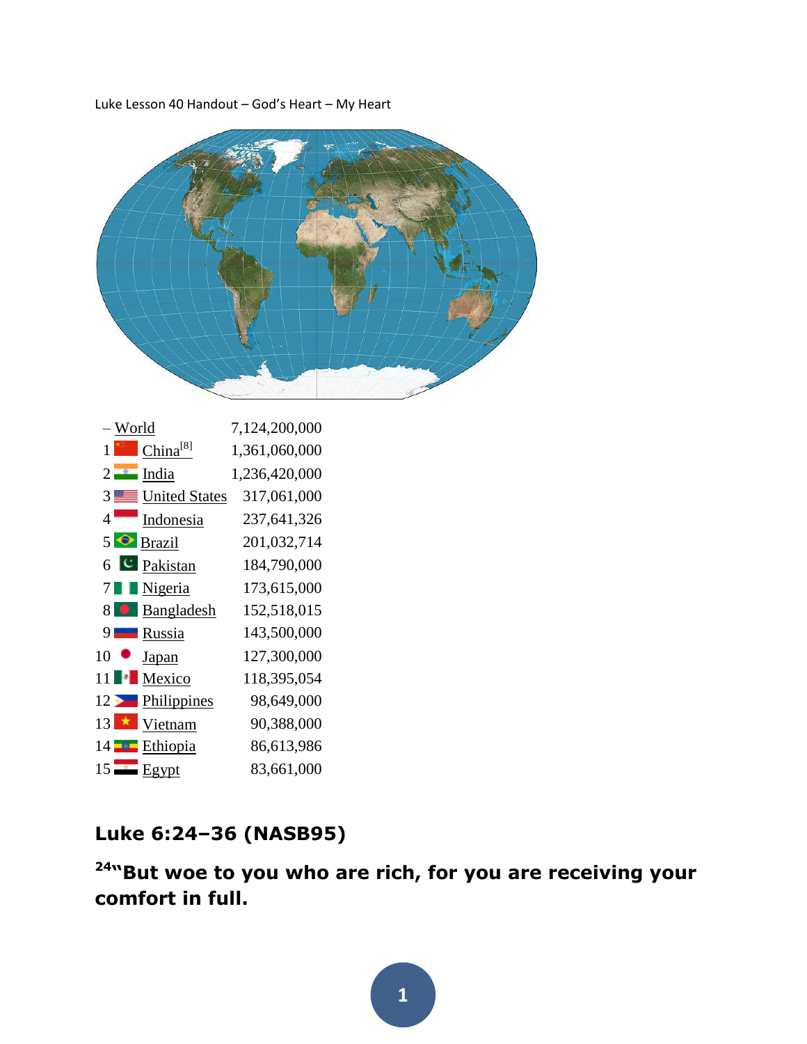Luke Lesson 40 Handout – God's Heart – My Heart

| Rank | Country | Population |
|---|---|---|
| – | World | 7,124,200,000 |
| 1 | China[8] | 1,361,060,000 |
| 2 | India | 1,236,420,000 |
| 3 | United States | 317,061,000 |
| 4 | Indonesia | 237,641,326 |
| 5 | Brazil | 201,032,714 |
| 6 | Pakistan | 184,790,000 |
| 7 | Nigeria | 173,615,000 |
| 8 | Bangladesh | 152,518,015 |
| 9 | Russia | 143,500,000 |
| 10 | Japan | 127,300,000 |
| 11 | Mexico | 118,395,054 |
| 12 | Philippines | 98,649,000 |
| 13 | Vietnam | 90,388,000 |
| 14 | Ethiopia | 86,613,986 |
| 15 | Egypt | 83,661,000 |

## Luke 6:24–36 (NASB95)

**[24]"But woe to you who are rich, for you are receiving your comfort in full.**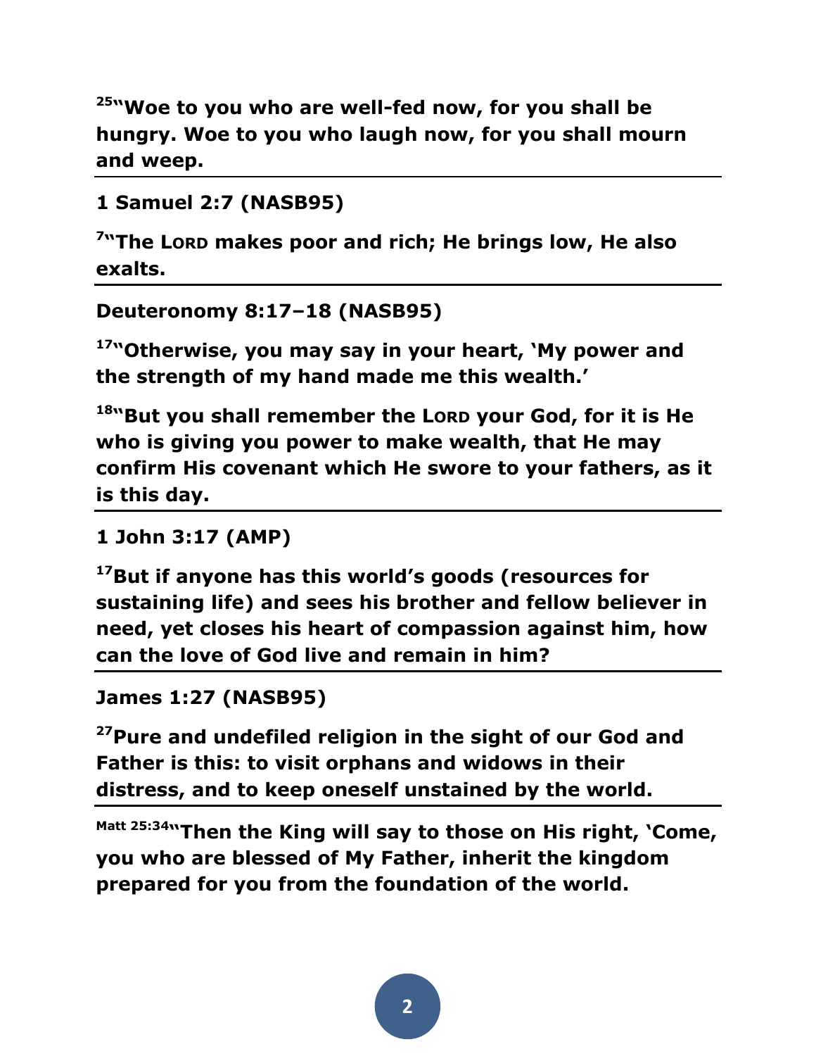**[25]"Woe to you who are well-fed now, for you shall be hungry. Woe to you who laugh now, for you shall mourn and weep.**

---

**1 Samuel 2:7 (NASB95)**

**[7]"The LORD makes poor and rich; He brings low, He also exalts.**

---

**Deuteronomy 8:17–18 (NASB95)**

**[17]"Otherwise, you may say in your heart, 'My power and the strength of my hand made me this wealth.'**

**[18]"But you shall remember the LORD your God, for it is He who is giving you power to make wealth, that He may confirm His covenant which He swore to your fathers, as it is this day.**

---

**1 John 3:17 (AMP)**

**[17]But if anyone has this world's goods (resources for sustaining life) and sees his brother and fellow believer in need, yet closes his heart of compassion against him, how can the love of God live and remain in him?**

---

**James 1:27 (NASB95)**

**[27]Pure and undefiled religion in the sight of our God and Father is this: to visit orphans and widows in their distress, and to keep oneself unstained by the world.**

---

**[Matt 25:34]"Then the King will say to those on His right, 'Come, you who are blessed of My Father, inherit the kingdom prepared for you from the foundation of the world.**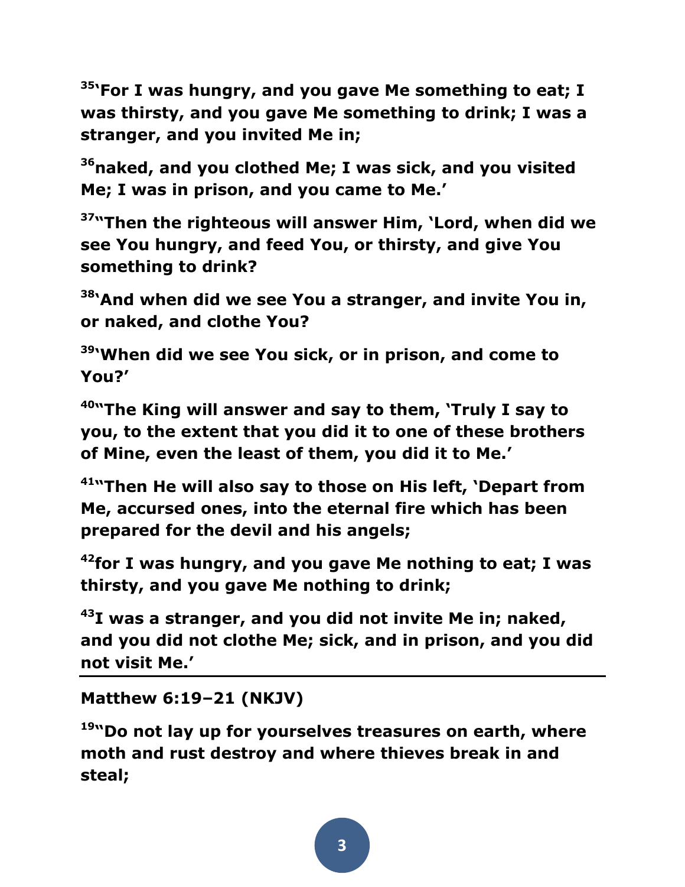**[35]'For I was hungry, and you gave Me something to eat; I was thirsty, and you gave Me something to drink; I was a stranger, and you invited Me in;**

**[36]naked, and you clothed Me; I was sick, and you visited Me; I was in prison, and you came to Me.'**

**[37]"Then the righteous will answer Him, 'Lord, when did we see You hungry, and feed You, or thirsty, and give You something to drink?**

**[38]'And when did we see You a stranger, and invite You in, or naked, and clothe You?**

**[39]'When did we see You sick, or in prison, and come to You?'**

**[40]"The King will answer and say to them, 'Truly I say to you, to the extent that you did it to one of these brothers of Mine, even the least of them, you did it to Me.'**

**[41]"Then He will also say to those on His left, 'Depart from Me, accursed ones, into the eternal fire which has been prepared for the devil and his angels;**

**[42]for I was hungry, and you gave Me nothing to eat; I was thirsty, and you gave Me nothing to drink;**

**[43]I was a stranger, and you did not invite Me in; naked, and you did not clothe Me; sick, and in prison, and you did not visit Me.'**

---

**Matthew 6:19–21 (NKJV)**

**[19]"Do not lay up for yourselves treasures on earth, where moth and rust destroy and where thieves break in and steal;**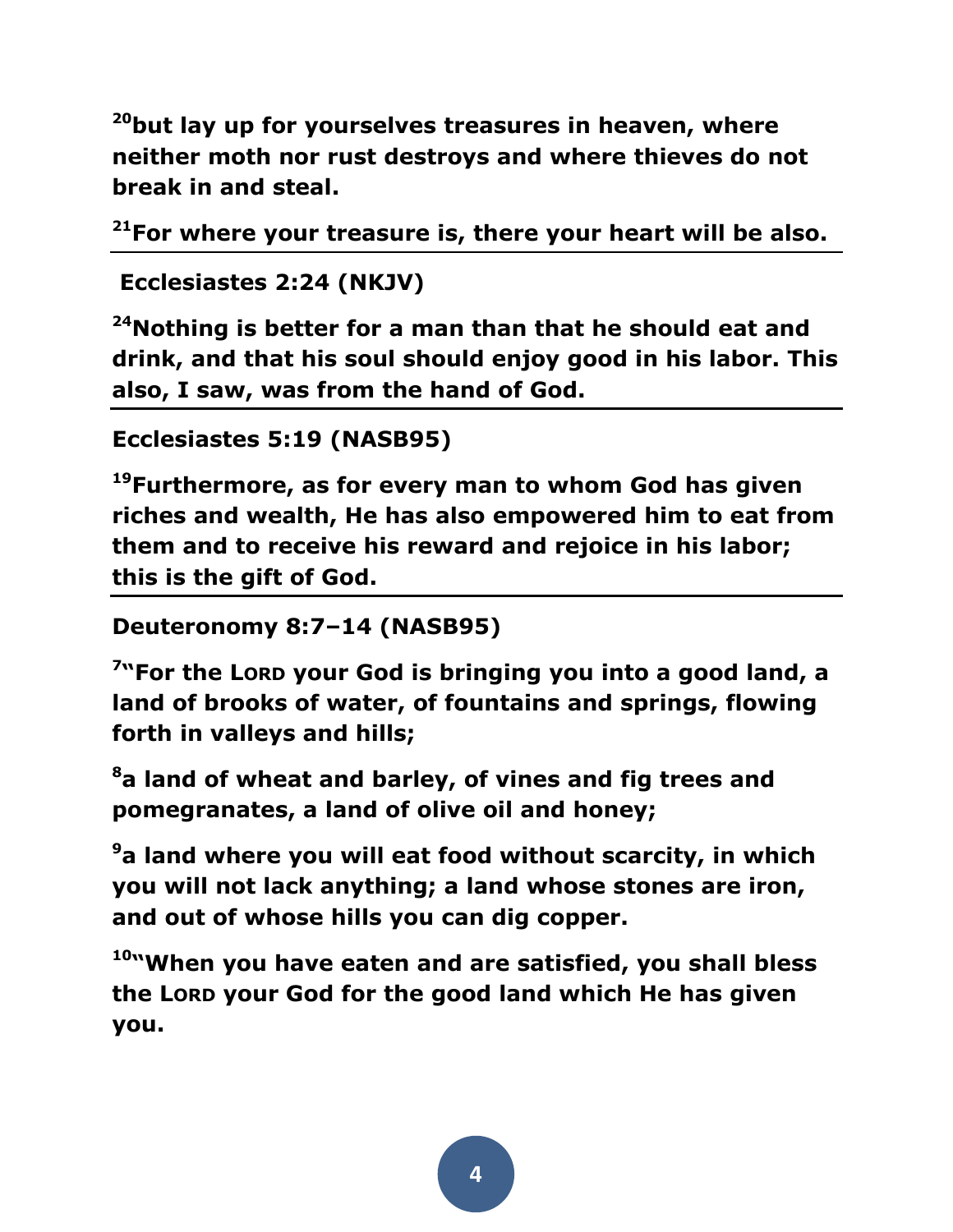**[20]but lay up for yourselves treasures in heaven, where neither moth nor rust destroys and where thieves do not break in and steal.**

**[21]For where your treasure is, there your heart will be also.**

---

**Ecclesiastes 2:24 (NKJV)**

**[24]Nothing is better for a man than that he should eat and drink, and that his soul should enjoy good in his labor. This also, I saw, was from the hand of God.**

---

**Ecclesiastes 5:19 (NASB95)**

**[19]Furthermore, as for every man to whom God has given riches and wealth, He has also empowered him to eat from them and to receive his reward and rejoice in his labor; this is the gift of God.**

---

**Deuteronomy 8:7–14 (NASB95)**

**[7]"For the LORD your God is bringing you into a good land, a land of brooks of water, of fountains and springs, flowing forth in valleys and hills;**

**[8]a land of wheat and barley, of vines and fig trees and pomegranates, a land of olive oil and honey;**

**[9]a land where you will eat food without scarcity, in which you will not lack anything; a land whose stones are iron, and out of whose hills you can dig copper.**

**[10]"When you have eaten and are satisfied, you shall bless the LORD your God for the good land which He has given you.**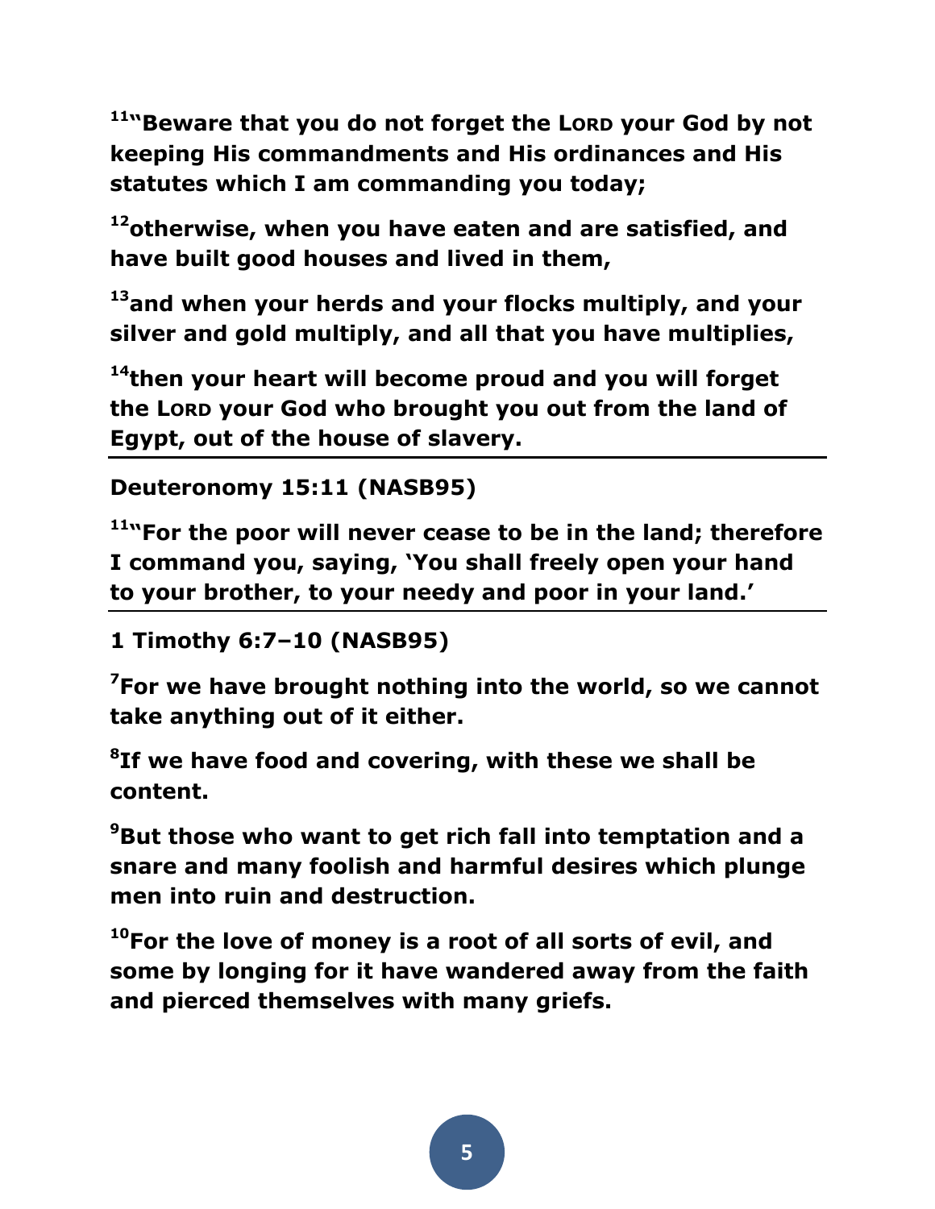**[11]"Beware that you do not forget the LORD your God by not keeping His commandments and His ordinances and His statutes which I am commanding you today;**

**[12]otherwise, when you have eaten and are satisfied, and have built good houses and lived in them,**

**[13]and when your herds and your flocks multiply, and your silver and gold multiply, and all that you have multiplies,**

**[14]then your heart will become proud and you will forget the LORD your God who brought you out from the land of Egypt, out of the house of slavery.**

---

**Deuteronomy 15:11 (NASB95)**

**[11]"For the poor will never cease to be in the land; therefore I command you, saying, 'You shall freely open your hand to your brother, to your needy and poor in your land.'**

---

**1 Timothy 6:7–10 (NASB95)**

**[7]For we have brought nothing into the world, so we cannot take anything out of it either.**

**[8]If we have food and covering, with these we shall be content.**

**[9]But those who want to get rich fall into temptation and a snare and many foolish and harmful desires which plunge men into ruin and destruction.**

**[10]For the love of money is a root of all sorts of evil, and some by longing for it have wandered away from the faith and pierced themselves with many griefs.**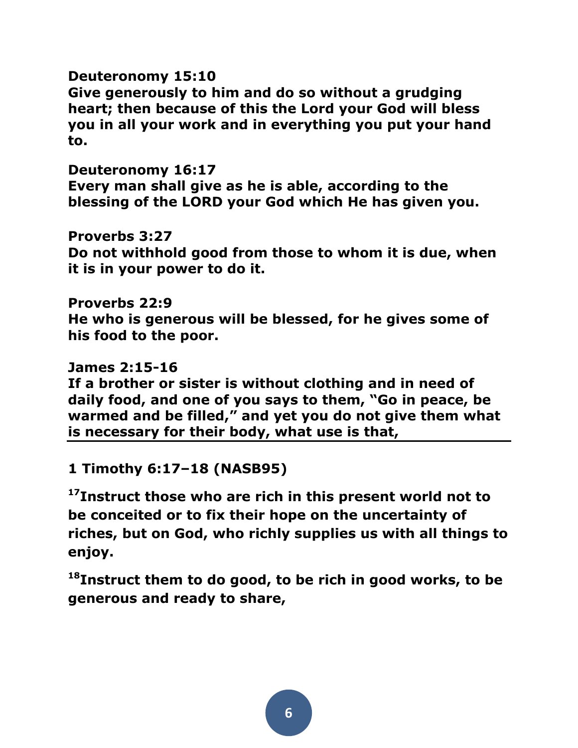**Deuteronomy 15:10**
**Give generously to him and do so without a grudging heart; then because of this the Lord your God will bless you in all your work and in everything you put your hand to.**

**Deuteronomy 16:17**
**Every man shall give as he is able, according to the blessing of the LORD your God which He has given you.**

**Proverbs 3:27**
**Do not withhold good from those to whom it is due, when it is in your power to do it.**

**Proverbs 22:9**
**He who is generous will be blessed, for he gives some of his food to the poor.**

**James 2:15-16**
**If a brother or sister is without clothing and in need of daily food, and one of you says to them, "Go in peace, be warmed and be filled," and yet you do not give them what is necessary for their body, what use is that,**

---

**1 Timothy 6:17–18 (NASB95)**

**[17]Instruct those who are rich in this present world not to be conceited or to fix their hope on the uncertainty of riches, but on God, who richly supplies us with all things to enjoy.**

**[18]Instruct them to do good, to be rich in good works, to be generous and ready to share,**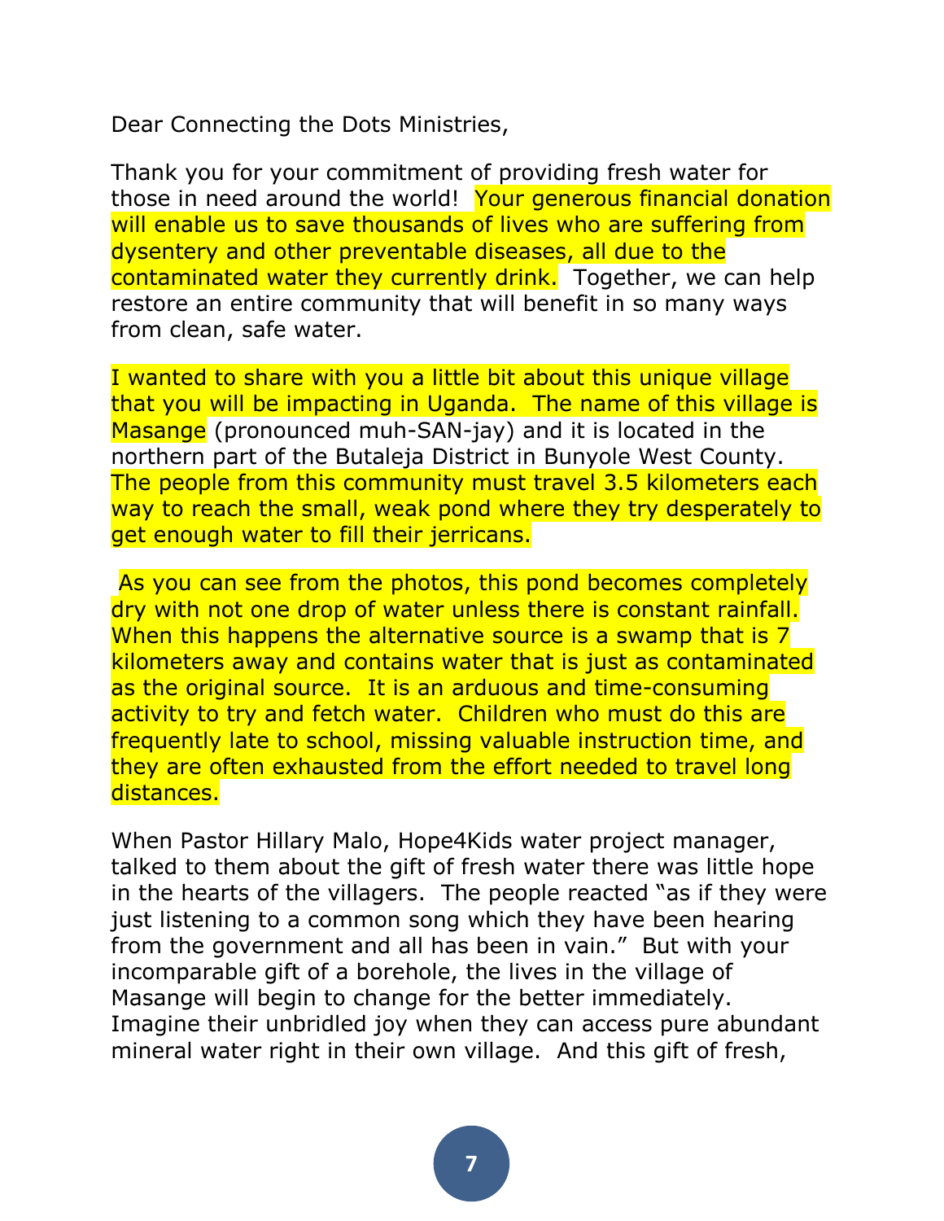Dear Connecting the Dots Ministries,

Thank you for your commitment of providing fresh water for those in need around the world! Your generous financial donation will enable us to save thousands of lives who are suffering from dysentery and other preventable diseases, all due to the contaminated water they currently drink. Together, we can help restore an entire community that will benefit in so many ways from clean, safe water.

I wanted to share with you a little bit about this unique village that you will be impacting in Uganda. The name of this village is Masange (pronounced muh-SAN-jay) and it is located in the northern part of the Butaleja District in Bunyole West County. The people from this community must travel 3.5 kilometers each way to reach the small, weak pond where they try desperately to get enough water to fill their jerricans.

As you can see from the photos, this pond becomes completely dry with not one drop of water unless there is constant rainfall. When this happens the alternative source is a swamp that is 7 kilometers away and contains water that is just as contaminated as the original source. It is an arduous and time-consuming activity to try and fetch water. Children who must do this are frequently late to school, missing valuable instruction time, and they are often exhausted from the effort needed to travel long distances.

When Pastor Hillary Malo, Hope4Kids water project manager, talked to them about the gift of fresh water there was little hope in the hearts of the villagers. The people reacted "as if they were just listening to a common song which they have been hearing from the government and all has been in vain." But with your incomparable gift of a borehole, the lives in the village of Masange will begin to change for the better immediately. Imagine their unbridled joy when they can access pure abundant mineral water right in their own village. And this gift of fresh,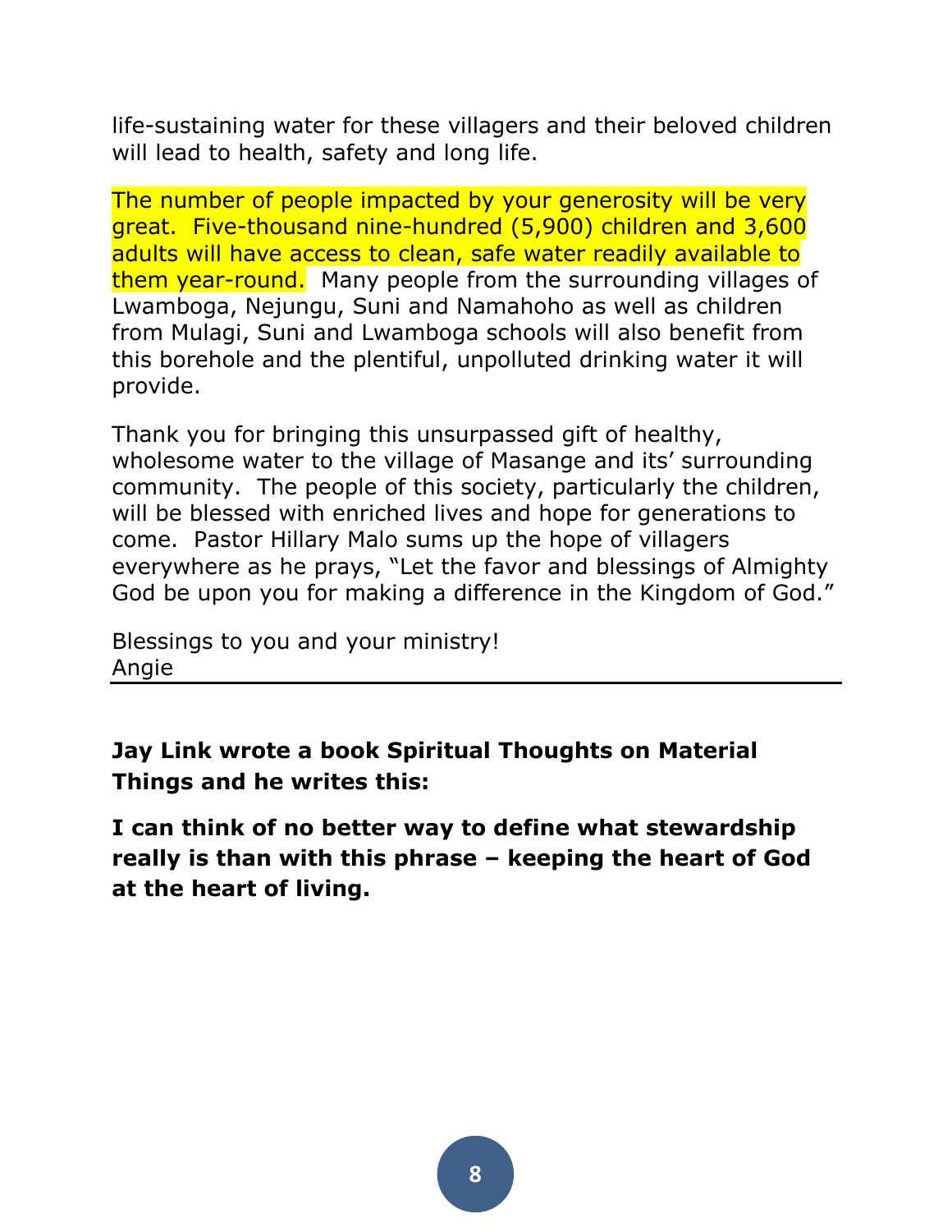life-sustaining water for these villagers and their beloved children will lead to health, safety and long life.

The number of people impacted by your generosity will be very great. Five-thousand nine-hundred (5,900) children and 3,600 adults will have access to clean, safe water readily available to them year-round. Many people from the surrounding villages of Lwamboga, Nejungu, Suni and Namahoho as well as children from Mulagi, Suni and Lwamboga schools will also benefit from this borehole and the plentiful, unpolluted drinking water it will provide.

Thank you for bringing this unsurpassed gift of healthy, wholesome water to the village of Masange and its' surrounding community. The people of this society, particularly the children, will be blessed with enriched lives and hope for generations to come. Pastor Hillary Malo sums up the hope of villagers everywhere as he prays, "Let the favor and blessings of Almighty God be upon you for making a difference in the Kingdom of God."

Blessings to you and your ministry!
Angie

---

**Jay Link wrote a book Spiritual Thoughts on Material Things and he writes this:**

**I can think of no better way to define what stewardship really is than with this phrase – keeping the heart of God at the heart of living.**